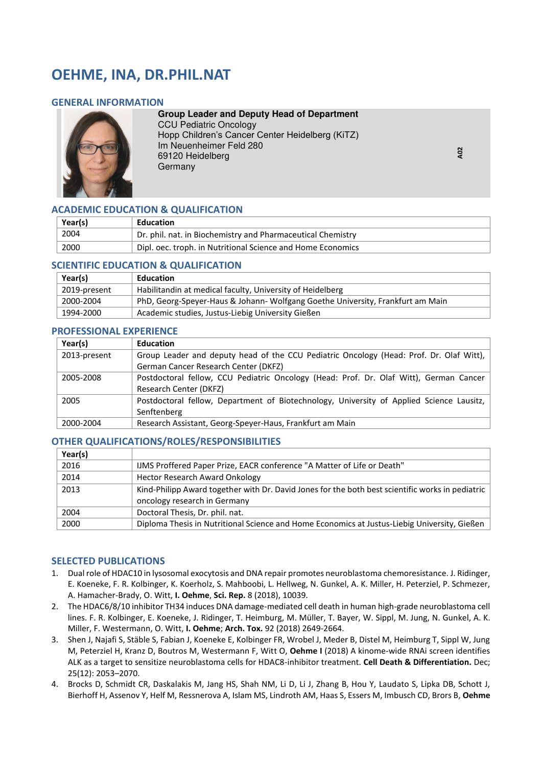# OEHME, INA, DR.PHIL.NAT

## GENERAL INFORMATION

**Group Leader and Deputy Head of Department**
CCU Pediatric Oncology
Hopp Children's Cancer Center Heidelberg (KiTZ)
Im Neuenheimer Feld 280
69120 Heidelberg
Germany

A02

## ACADEMIC EDUCATION & QUALIFICATION

| Year(s) | Education |
|---|---|
| 2004 | Dr. phil. nat. in Biochemistry and Pharmaceutical Chemistry |
| 2000 | Dipl. oec. troph. in Nutritional Science and Home Economics |

## SCIENTIFIC EDUCATION & QUALIFICATION

| Year(s) | Education |
|---|---|
| 2019-present | Habilitandin at medical faculty, University of Heidelberg |
| 2000-2004 | PhD, Georg-Speyer-Haus & Johann- Wolfgang Goethe University, Frankfurt am Main |
| 1994-2000 | Academic studies, Justus-Liebig University Gießen |

## PROFESSIONAL EXPERIENCE

| Year(s) | Education |
|---|---|
| 2013-present | Group Leader and deputy head of the CCU Pediatric Oncology (Head: Prof. Dr. Olaf Witt), German Cancer Research Center (DKFZ) |
| 2005-2008 | Postdoctoral fellow, CCU Pediatric Oncology (Head: Prof. Dr. Olaf Witt), German Cancer Research Center (DKFZ) |
| 2005 | Postdoctoral fellow, Department of Biotechnology, University of Applied Science Lausitz, Senftenberg |
| 2000-2004 | Research Assistant, Georg-Speyer-Haus, Frankfurt am Main |

## OTHER QUALIFICATIONS/ROLES/RESPONSIBILITIES

| Year(s) | |
|---|---|
| 2016 | IJMS Proffered Paper Prize, EACR conference "A Matter of Life or Death" |
| 2014 | Hector Research Award Onkology |
| 2013 | Kind-Philipp Award together with Dr. David Jones for the both best scientific works in pediatric oncology research in Germany |
| 2004 | Doctoral Thesis, Dr. phil. nat. |
| 2000 | Diploma Thesis in Nutritional Science and Home Economics at Justus-Liebig University, Gießen |

## SELECTED PUBLICATIONS

1. Dual role of HDAC10 in lysosomal exocytosis and DNA repair promotes neuroblastoma chemoresistance. J. Ridinger, E. Koeneke, F. R. Kolbinger, K. Koerholz, S. Mahboobi, L. Hellweg, N. Gunkel, A. K. Miller, H. Peterziel, P. Schmezer, A. Hamacher-Brady, O. Witt, **I. Oehme**, **Sci. Rep.** 8 (2018), 10039.
2. The HDAC6/8/10 inhibitor TH34 induces DNA damage-mediated cell death in human high-grade neuroblastoma cell lines. F. R. Kolbinger, E. Koeneke, J. Ridinger, T. Heimburg, M. Müller, T. Bayer, W. Sippl, M. Jung, N. Gunkel, A. K. Miller, F. Westermann, O. Witt, **I. Oehme**; **Arch. Tox.** 92 (2018) 2649-2664.
3. Shen J, Najafi S, Stäble S, Fabian J, Koeneke E, Kolbinger FR, Wrobel J, Meder B, Distel M, Heimburg T, Sippl W, Jung M, Peterziel H, Kranz D, Boutros M, Westermann F, Witt O, **Oehme I** (2018) A kinome-wide RNAi screen identifies ALK as a target to sensitize neuroblastoma cells for HDAC8-inhibitor treatment. **Cell Death & Differentiation.** Dec; 25(12): 2053–2070.
4. Brocks D, Schmidt CR, Daskalakis M, Jang HS, Shah NM, Li D, Li J, Zhang B, Hou Y, Laudato S, Lipka DB, Schott J, Bierhoff H, Assenov Y, Helf M, Ressnerova A, Islam MS, Lindroth AM, Haas S, Essers M, Imbusch CD, Brors B, **Oehme**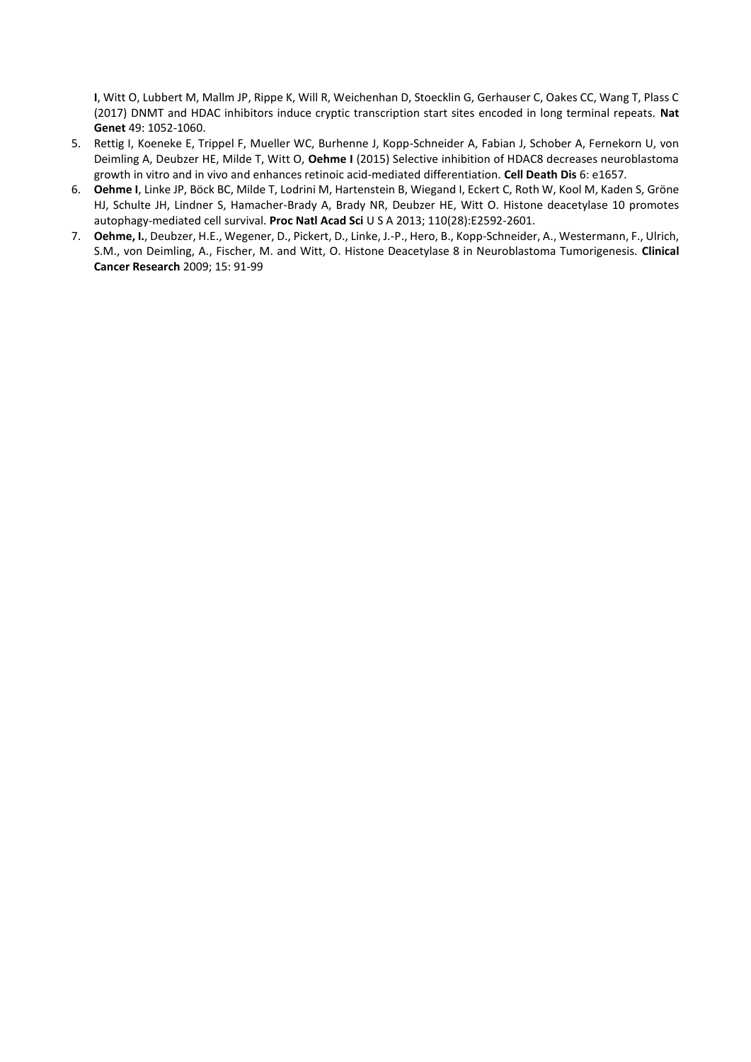**I**, Witt O, Lubbert M, Mallm JP, Rippe K, Will R, Weichenhan D, Stoecklin G, Gerhauser C, Oakes CC, Wang T, Plass C (2017) DNMT and HDAC inhibitors induce cryptic transcription start sites encoded in long terminal repeats. **Nat Genet** 49: 1052-1060.

5. Rettig I, Koeneke E, Trippel F, Mueller WC, Burhenne J, Kopp-Schneider A, Fabian J, Schober A, Fernekorn U, von Deimling A, Deubzer HE, Milde T, Witt O, **Oehme I** (2015) Selective inhibition of HDAC8 decreases neuroblastoma growth in vitro and in vivo and enhances retinoic acid-mediated differentiation. **Cell Death Dis** 6: e1657.
6. **Oehme I**, Linke JP, Böck BC, Milde T, Lodrini M, Hartenstein B, Wiegand I, Eckert C, Roth W, Kool M, Kaden S, Gröne HJ, Schulte JH, Lindner S, Hamacher-Brady A, Brady NR, Deubzer HE, Witt O. Histone deacetylase 10 promotes autophagy-mediated cell survival. **Proc Natl Acad Sci** U S A 2013; 110(28):E2592-2601.
7. **Oehme, I.**, Deubzer, H.E., Wegener, D., Pickert, D., Linke, J.-P., Hero, B., Kopp-Schneider, A., Westermann, F., Ulrich, S.M., von Deimling, A., Fischer, M. and Witt, O. Histone Deacetylase 8 in Neuroblastoma Tumorigenesis. **Clinical Cancer Research** 2009; 15: 91-99